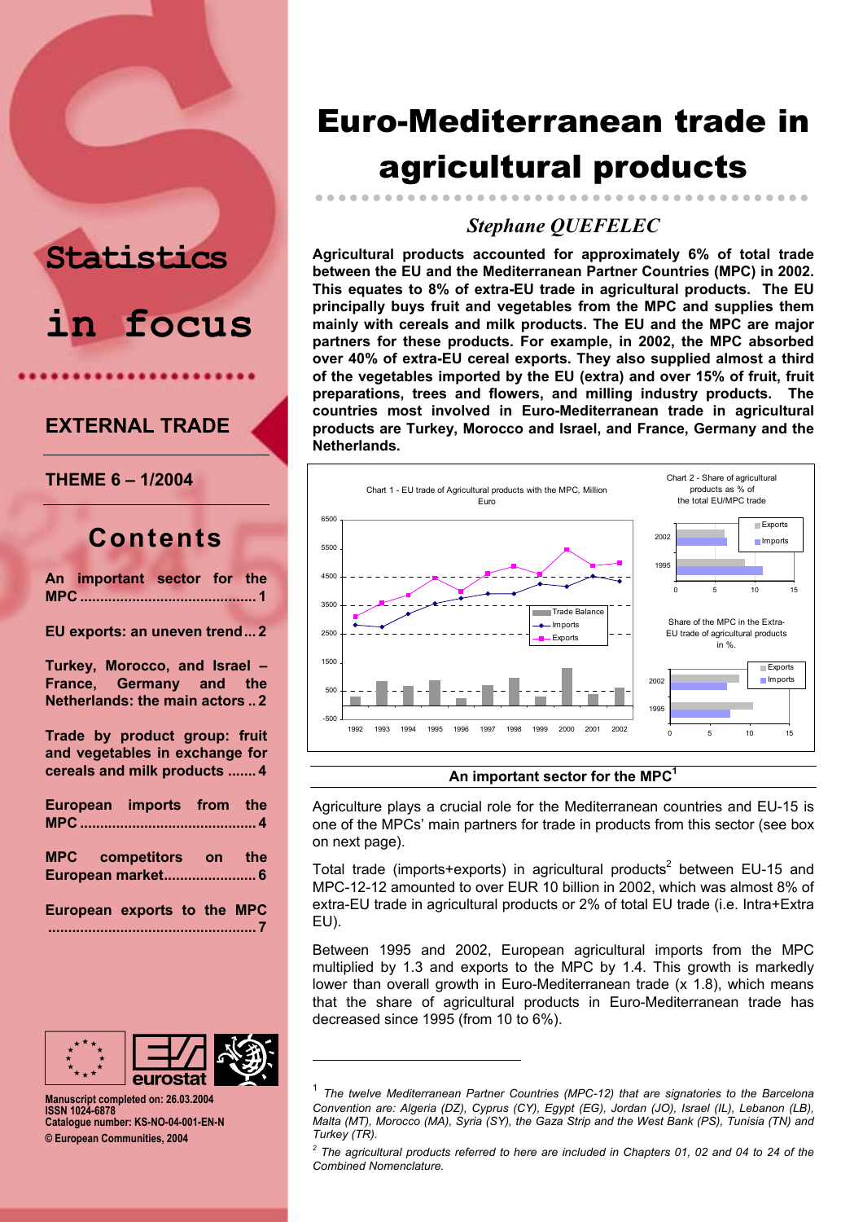# Euro-Mediterranean trade in agricultural products

*Stephane QUEFELEC*

Statistics in focus

EXTERNAL TRADE

THEME 6 – 1/2004

## Contents

An important sector for the MPC ........................................... 1

EU exports: an uneven trend... 2

Turkey, Morocco, and Israel – France, Germany and the Netherlands: the main actors .. 2

Trade by product group: fruit and vegetables in exchange for cereals and milk products ....... 4

European imports from the MPC ........................................... 4

MPC competitors on the European market....................... 6

European exports to the MPC ................................................... 7

Manuscript completed on: 26.03.2004
ISSN 1024-6878
Catalogue number: KS-NO-04-001-EN-N
© European Communities, 2004

**Agricultural products accounted for approximately 6% of total trade between the EU and the Mediterranean Partner Countries (MPC) in 2002. This equates to 8% of extra-EU trade in agricultural products. The EU principally buys fruit and vegetables from the MPC and supplies them mainly with cereals and milk products. The EU and the MPC are major partners for these products. For example, in 2002, the MPC absorbed over 40% of extra-EU cereal exports. They also supplied almost a third of the vegetables imported by the EU (extra) and over 15% of fruit, fruit preparations, trees and flowers, and milling industry products. The countries most involved in Euro-Mediterranean trade in agricultural products are Turkey, Morocco and Israel, and France, Germany and the Netherlands.**

Chart 1 - EU trade of Agricultural products with the MPC, Million Euro

Chart 2 - Share of agricultural products as % of the total EU/MPC trade

Share of the MPC in the Extra-EU trade of agricultural products in %.

## An important sector for the MPC[1]

Agriculture plays a crucial role for the Mediterranean countries and EU-15 is one of the MPCs' main partners for trade in products from this sector (see box on next page).

Total trade (imports+exports) in agricultural products[2] between EU-15 and MPC-12-12 amounted to over EUR 10 billion in 2002, which was almost 8% of extra-EU trade in agricultural products or 2% of total EU trade (i.e. Intra+Extra EU).

Between 1995 and 2002, European agricultural imports from the MPC multiplied by 1.3 and exports to the MPC by 1.4. This growth is markedly lower than overall growth in Euro-Mediterranean trade (x 1.8), which means that the share of agricultural products in Euro-Mediterranean trade has decreased since 1995 (from 10 to 6%).

---

[1] *The twelve Mediterranean Partner Countries (MPC-12) that are signatories to the Barcelona Convention are: Algeria (DZ), Cyprus (CY), Egypt (EG), Jordan (JO), Israel (IL), Lebanon (LB), Malta (MT), Morocco (MA), Syria (SY), the Gaza Strip and the West Bank (PS), Tunisia (TN) and Turkey (TR).*

[2] *The agricultural products referred to here are included in Chapters 01, 02 and 04 to 24 of the Combined Nomenclature.*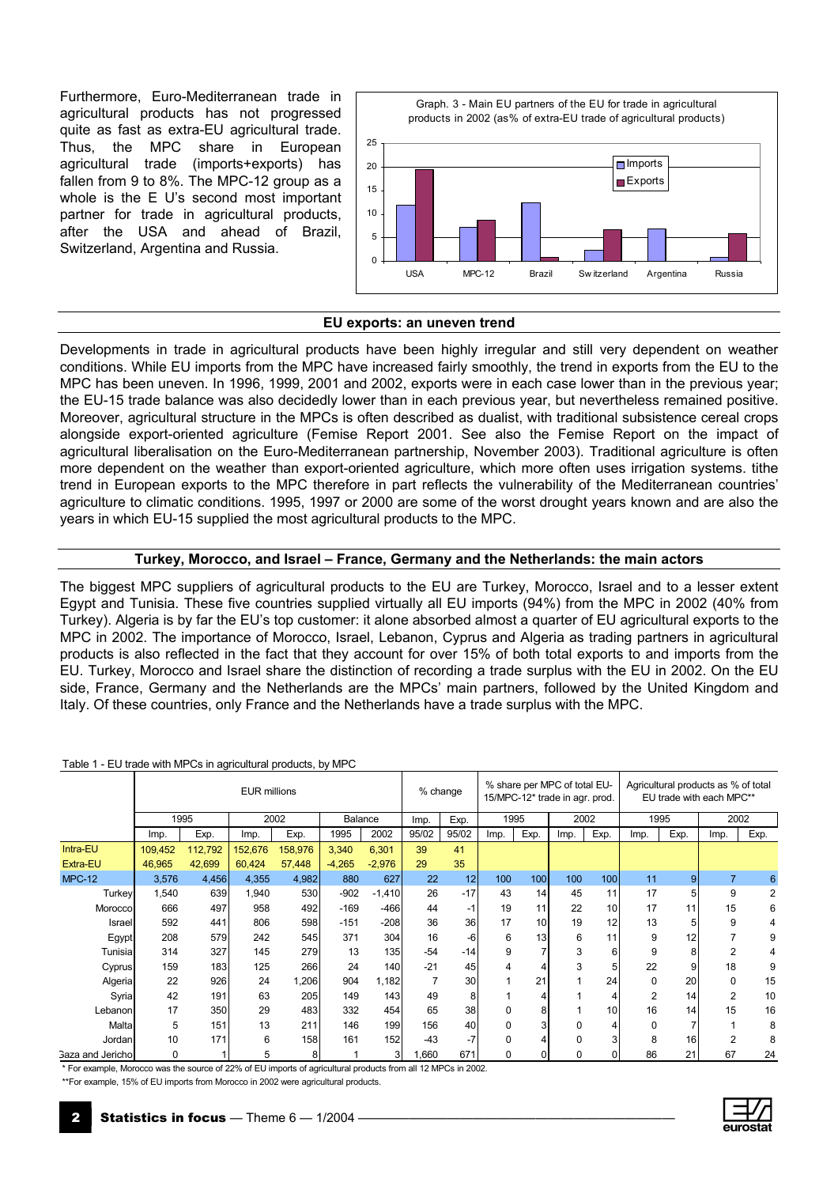Furthermore, Euro-Mediterranean trade in agricultural products has not progressed quite as fast as extra-EU agricultural trade. Thus, the MPC share in European agricultural trade (imports+exports) has fallen from 9 to 8%. The MPC-12 group as a whole is the E U's second most important partner for trade in agricultural products, after the USA and ahead of Brazil, Switzerland, Argentina and Russia.

Graph. 3 - Main EU partners of the EU for trade in agricultural products in 2002 (as% of extra-EU trade of agricultural products)

## EU exports: an uneven trend

Developments in trade in agricultural products have been highly irregular and still very dependent on weather conditions. While EU imports from the MPC have increased fairly smoothly, the trend in exports from the EU to the MPC has been uneven. In 1996, 1999, 2001 and 2002, exports were in each case lower than in the previous year; the EU-15 trade balance was also decidedly lower than in each previous year, but nevertheless remained positive. Moreover, agricultural structure in the MPCs is often described as dualist, with traditional subsistence cereal crops alongside export-oriented agriculture (Femise Report 2001. See also the Femise Report on the impact of agricultural liberalisation on the Euro-Mediterranean partnership, November 2003). Traditional agriculture is often more dependent on the weather than export-oriented agriculture, which more often uses irrigation systems. tithe trend in European exports to the MPC therefore in part reflects the vulnerability of the Mediterranean countries' agriculture to climatic conditions. 1995, 1997 or 2000 are some of the worst drought years known and are also the years in which EU-15 supplied the most agricultural products to the MPC.

## Turkey, Morocco, and Israel – France, Germany and the Netherlands: the main actors

The biggest MPC suppliers of agricultural products to the EU are Turkey, Morocco, Israel and to a lesser extent Egypt and Tunisia. These five countries supplied virtually all EU imports (94%) from the MPC in 2002 (40% from Turkey). Algeria is by far the EU's top customer: it alone absorbed almost a quarter of EU agricultural exports to the MPC in 2002. The importance of Morocco, Israel, Lebanon, Cyprus and Algeria as trading partners in agricultural products is also reflected in the fact that they account for over 15% of both total exports to and imports from the EU. Turkey, Morocco and Israel share the distinction of recording a trade surplus with the EU in 2002. On the EU side, France, Germany and the Netherlands are the MPCs' main partners, followed by the United Kingdom and Italy. Of these countries, only France and the Netherlands have a trade surplus with the MPC.

Table 1 - EU trade with MPCs in agricultural products, by MPC

| | EUR millions | | | | | | % change | | % share per MPC of total EU-15/MPC-12* trade in agr. prod. | | | | Agricultural products as % of total EU trade with each MPC** | | | |
|---|---|---|---|---|---|---|---|---|---|---|---|---|---|---|---|---|
| | 1995 | | 2002 | | Balance | | Imp. | Exp. | 1995 | | 2002 | | 1995 | | 2002 | |
| | Imp. | Exp. | Imp. | Exp. | 1995 | 2002 | 95/02 | 95/02 | Imp. | Exp. | Imp. | Exp. | Imp. | Exp. | Imp. | Exp. |
| Intra-EU | 109,452 | 112,792 | 152,676 | 158,976 | 3,340 | 6,301 | 39 | 41 | | | | | | | | |
| Extra-EU | 46,965 | 42,699 | 60,424 | 57,448 | -4,265 | -2,976 | 29 | 35 | | | | | | | | |
| MPC-12 | 3,576 | 4,456 | 4,355 | 4,982 | 880 | 627 | 22 | 12 | 100 | 100 | 100 | 100 | 11 | 9 | 7 | 6 |
| Turkey | 1,540 | 639 | 1,940 | 530 | -902 | -1,410 | 26 | -17 | 43 | 14 | 45 | 11 | 17 | 5 | 9 | 2 |
| Morocco | 666 | 497 | 958 | 492 | -169 | -466 | 44 | -1 | 19 | 11 | 22 | 10 | 17 | 11 | 15 | 6 |
| Israel | 592 | 441 | 806 | 598 | -151 | -208 | 36 | 36 | 17 | 10 | 19 | 12 | 13 | 5 | 9 | 4 |
| Egypt | 208 | 579 | 242 | 545 | 371 | 304 | 16 | -6 | 6 | 13 | 6 | 11 | 9 | 12 | 7 | 9 |
| Tunisia | 314 | 327 | 145 | 279 | 13 | 135 | -54 | -14 | 9 | 7 | 3 | 6 | 9 | 8 | 2 | 4 |
| Cyprus | 159 | 183 | 125 | 266 | 24 | 140 | -21 | 45 | 4 | 4 | 3 | 5 | 22 | 9 | 18 | 9 |
| Algeria | 22 | 926 | 24 | 1,206 | 904 | 1,182 | 7 | 30 | 1 | 21 | 1 | 24 | 0 | 20 | 0 | 15 |
| Syria | 42 | 191 | 63 | 205 | 149 | 143 | 49 | 8 | 1 | 4 | 1 | 4 | 2 | 14 | 2 | 10 |
| Lebanon | 17 | 350 | 29 | 483 | 332 | 454 | 65 | 38 | 0 | 8 | 1 | 10 | 16 | 14 | 15 | 16 |
| Malta | 5 | 151 | 13 | 211 | 146 | 199 | 156 | 40 | 0 | 3 | 0 | 4 | 0 | 7 | 1 | 8 |
| Jordan | 10 | 171 | 6 | 158 | 161 | 152 | -43 | -7 | 0 | 4 | 0 | 3 | 8 | 16 | 2 | 8 |
| Gaza and Jericho | 0 | 1 | 5 | 8 | 1 | 3 | 1,660 | 671 | 0 | 0 | 0 | 0 | 86 | 21 | 67 | 24 |

* For example, Morocco was the source of 22% of EU imports of agricultural products from all 12 MPCs in 2002.

**For example, 15% of EU imports from Morocco in 2002 were agricultural products.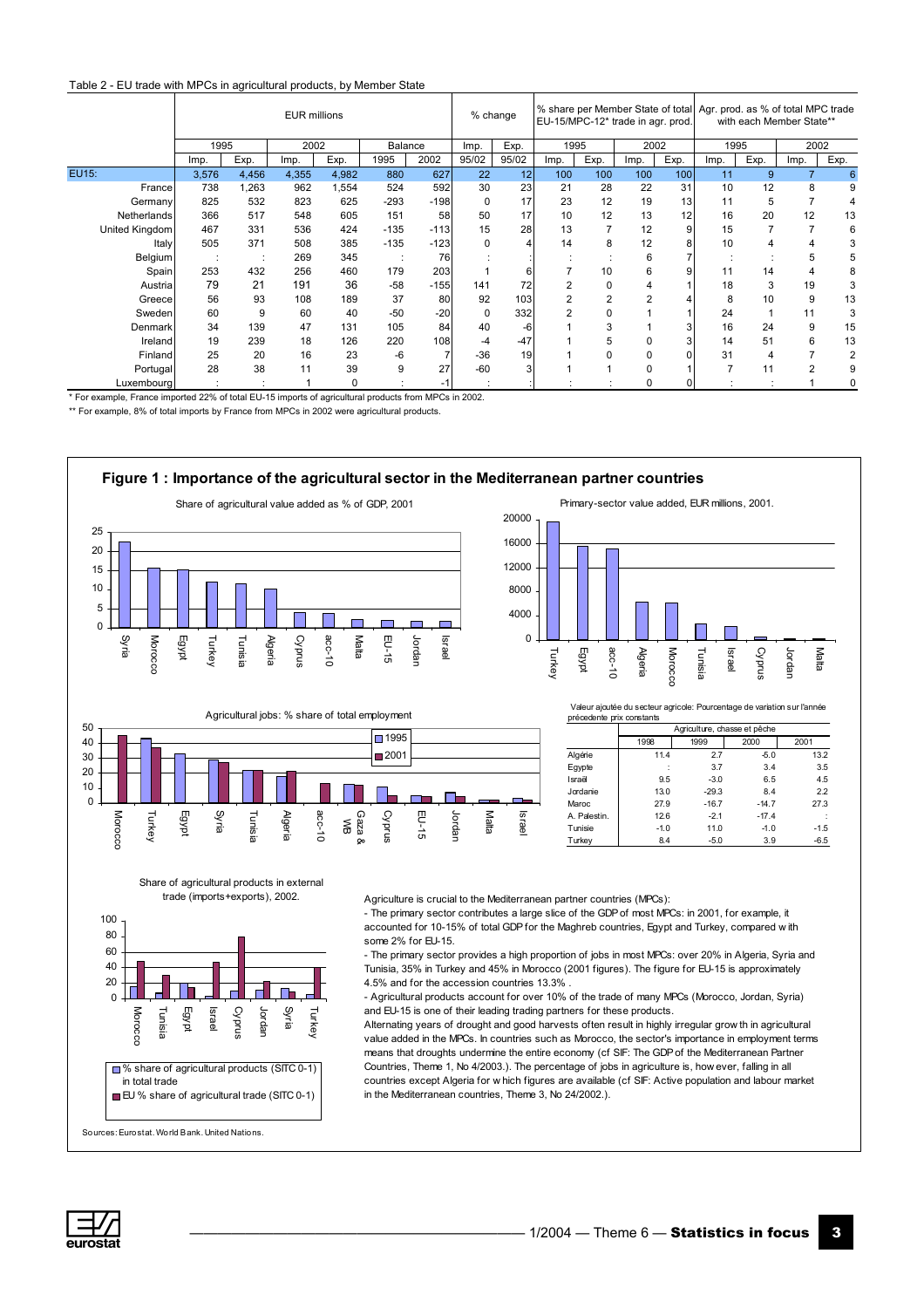Table 2 - EU trade with MPCs in agricultural products, by Member State

| | EUR millions | | | | | | % change | | % share per Member State of total EU-15/MPC-12* trade in agr. prod. | | | | Agr. prod. as % of total MPC trade with each Member State** | | | |
|---|---|---|---|---|---|---|---|---|---|---|---|---|---|---|---|---|
| | 1995 | | 2002 | | Balance | | Imp. | Exp. | 1995 | | 2002 | | 1995 | | 2002 | |
| | Imp. | Exp. | Imp. | Exp. | 1995 | 2002 | 95/02 | 95/02 | Imp. | Exp. | Imp. | Exp. | Imp. | Exp. | Imp. | Exp. |
| EU15: | 3,576 | 4,456 | 4,355 | 4,982 | 880 | 627 | 22 | 12 | 100 | 100 | 100 | 100 | 11 | 9 | 7 | 6 |
| France | 738 | 1,263 | 962 | 1,554 | 524 | 592 | 30 | 23 | 21 | 28 | 22 | 31 | 10 | 12 | 8 | 9 |
| Germany | 825 | 532 | 823 | 625 | -293 | -198 | 0 | 17 | 23 | 12 | 19 | 13 | 11 | 5 | 7 | 4 |
| Netherlands | 366 | 517 | 548 | 605 | 151 | 58 | 50 | 17 | 10 | 12 | 13 | 12 | 16 | 20 | 12 | 13 |
| United Kingdom | 467 | 331 | 536 | 424 | -135 | -113 | 15 | 28 | 13 | 7 | 12 | 9 | 15 | 7 | 7 | 6 |
| Italy | 505 | 371 | 508 | 385 | -135 | -123 | 0 | 4 | 14 | 8 | 12 | 8 | 10 | 4 | 4 | 3 |
| Belgium | : | : | 269 | 345 | : | 76 | : | : | : | : | 6 | 7 | : | : | 5 | 5 |
| Spain | 253 | 432 | 256 | 460 | 179 | 203 | 1 | 6 | 7 | 10 | 6 | 9 | 11 | 14 | 4 | 8 |
| Austria | 79 | 21 | 191 | 36 | -58 | -155 | 141 | 72 | 2 | 0 | 4 | 1 | 18 | 3 | 19 | 3 |
| Greece | 56 | 93 | 108 | 189 | 37 | 80 | 92 | 103 | 2 | 2 | 2 | 4 | 8 | 10 | 9 | 13 |
| Sweden | 60 | 9 | 60 | 40 | -50 | -20 | 0 | 332 | 2 | 0 | 1 | 1 | 24 | 1 | 11 | 3 |
| Denmark | 34 | 139 | 47 | 131 | 105 | 84 | 40 | -6 | 1 | 3 | 1 | 3 | 16 | 24 | 9 | 15 |
| Ireland | 19 | 239 | 18 | 126 | 220 | 108 | -4 | -47 | 1 | 5 | 0 | 3 | 14 | 51 | 6 | 13 |
| Finland | 25 | 20 | 16 | 23 | -6 | 7 | -36 | 19 | 1 | 0 | 0 | 0 | 31 | 4 | 7 | 2 |
| Portugal | 28 | 38 | 11 | 39 | 9 | 27 | -60 | 3 | 1 | 1 | 0 | 1 | 7 | 11 | 2 | 9 |
| Luxembourg | : | : | 1 | 0 | : | -1 | : | : | : | : | 0 | 0 | : | : | 1 | 0 |

\* For example, France imported 22% of total EU-15 imports of agricultural products from MPCs in 2002.

\*\* For example, 8% of total imports by France from MPCs in 2002 were agricultural products.

## Figure 1 : Importance of the agricultural sector in the Mediterranean partner countries

Share of agricultural value added as % of GDP, 2001

Primary-sector value added, EUR millions, 2001.

Agricultural jobs: % share of total employment

Valeur ajoutée du secteur agricole: Pourcentage de variation sur l'année précédente prix constants

| | Agriculture, chasse et pêche | | | |
|---|---|---|---|---|
| | 1998 | 1999 | 2000 | 2001 |
| Algérie | 11.4 | 2.7 | -5.0 | 13.2 |
| Egypte | : | 3.7 | 3.4 | 3.5 |
| Israël | 9.5 | -3.0 | 6.5 | 4.5 |
| Jordanie | 13.0 | -29.3 | 8.4 | 2.2 |
| Maroc | 27.9 | -16.7 | -14.7 | 27.3 |
| A. Palestin. | 12.6 | -2.1 | -17.4 | : |
| Tunisie | -1.0 | 11.0 | -1.0 | -1.5 |
| Turkey | 8.4 | -5.0 | 3.9 | -6.5 |

Share of agricultural products in external trade (imports+exports), 2002.

% share of agricultural products (SITC 0-1) in total trade
EU % share of agricultural trade (SITC 0-1)

Agriculture is crucial to the Mediterranean partner countries (MPCs):

- The primary sector contributes a large slice of the GDP of most MPCs: in 2001, for example, it accounted for 10-15% of total GDP for the Maghreb countries, Egypt and Turkey, compared with some 2% for EU-15.
- The primary sector provides a high proportion of jobs in most MPCs: over 20% in Algeria, Syria and Tunisia, 35% in Turkey and 45% in Morocco (2001 figures). The figure for EU-15 is approximately 4.5% and for the accession countries 13.3% .
- Agricultural products account for over 10% of the trade of many MPCs (Morocco, Jordan, Syria) and EU-15 is one of their leading trading partners for these products.

Alternating years of drought and good harvests often result in highly irregular growth in agricultural value added in the MPCs. In countries such as Morocco, the sector's importance in employment terms means that droughts undermine the entire economy (cf SIF: The GDP of the Mediterranean Partner Countries, Theme 1, No 4/2003.). The percentage of jobs in agriculture is, however, falling in all countries except Algeria for which figures are available (cf SIF: Active population and labour market in the Mediterranean countries, Theme 3, No 24/2002.).

Sources: Eurostat. World Bank. United Nations.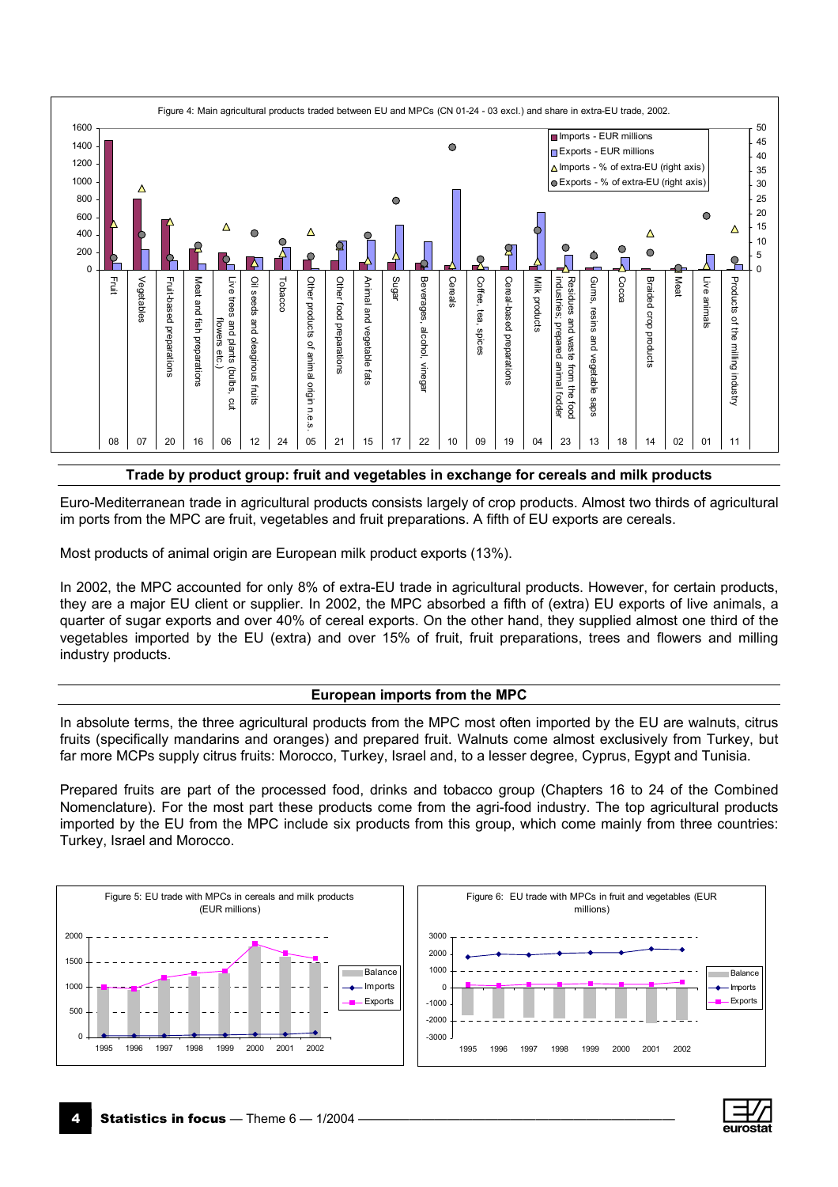Figure 4: Main agricultural products traded between EU and MPCs (CN 01-24 - 03 excl.) and share in extra-EU trade, 2002.

## Trade by product group: fruit and vegetables in exchange for cereals and milk products

Euro-Mediterranean trade in agricultural products consists largely of crop products. Almost two thirds of agricultural im ports from the MPC are fruit, vegetables and fruit preparations. A fifth of EU exports are cereals.

Most products of animal origin are European milk product exports (13%).

In 2002, the MPC accounted for only 8% of extra-EU trade in agricultural products. However, for certain products, they are a major EU client or supplier. In 2002, the MPC absorbed a fifth of (extra) EU exports of live animals, a quarter of sugar exports and over 40% of cereal exports. On the other hand, they supplied almost one third of the vegetables imported by the EU (extra) and over 15% of fruit, fruit preparations, trees and flowers and milling industry products.

## European imports from the MPC

In absolute terms, the three agricultural products from the MPC most often imported by the EU are walnuts, citrus fruits (specifically mandarins and oranges) and prepared fruit. Walnuts come almost exclusively from Turkey, but far more MCPs supply citrus fruits: Morocco, Turkey, Israel and, to a lesser degree, Cyprus, Egypt and Tunisia.

Prepared fruits are part of the processed food, drinks and tobacco group (Chapters 16 to 24 of the Combined Nomenclature). For the most part these products come from the agri-food industry. The top agricultural products imported by the EU from the MPC include six products from this group, which come mainly from three countries: Turkey, Israel and Morocco.

Figure 5: EU trade with MPCs in cereals and milk products (EUR millions)

Figure 6: EU trade with MPCs in fruit and vegetables (EUR millions)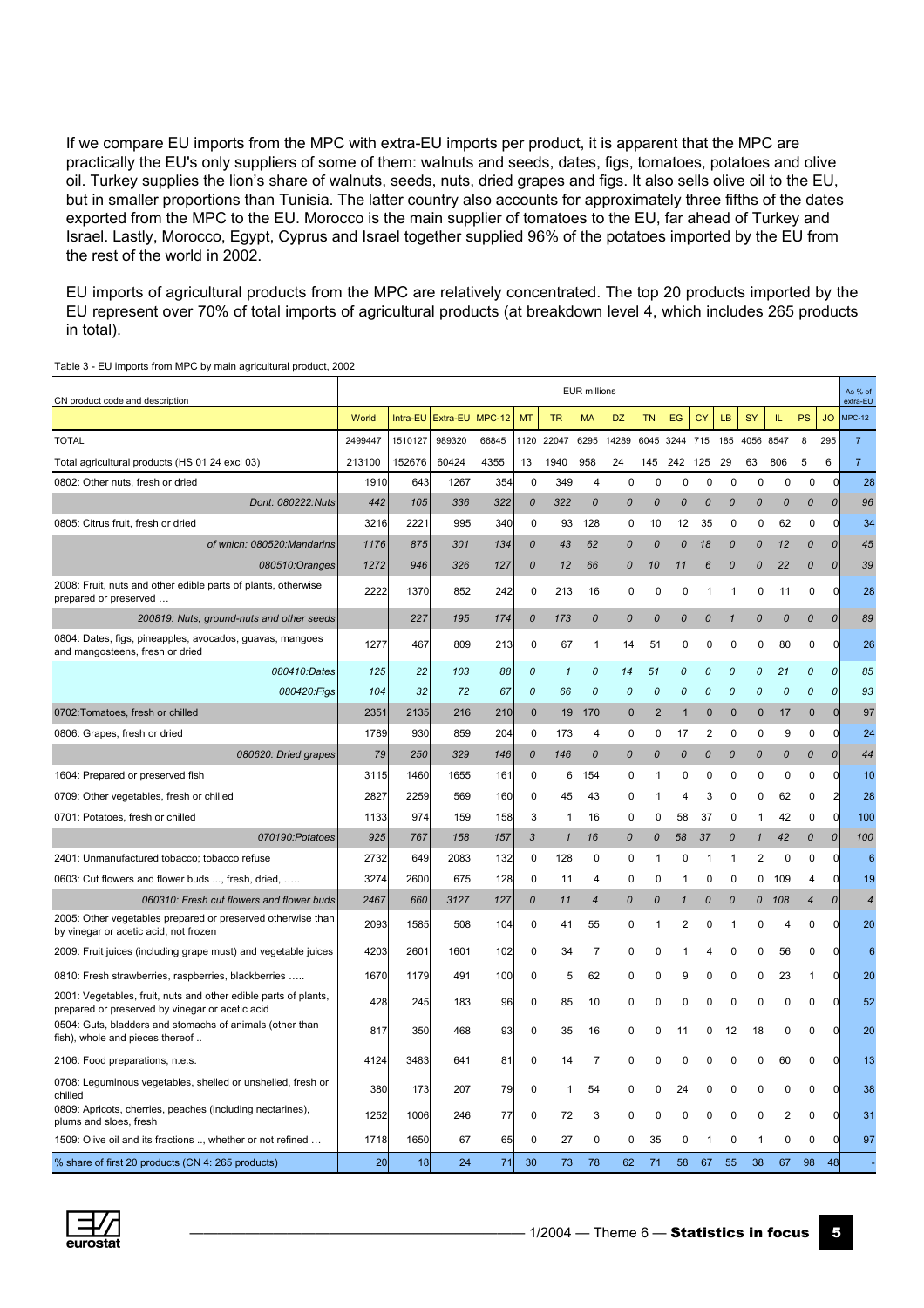If we compare EU imports from the MPC with extra-EU imports per product, it is apparent that the MPC are practically the EU's only suppliers of some of them: walnuts and seeds, dates, figs, tomatoes, potatoes and olive oil. Turkey supplies the lion's share of walnuts, seeds, nuts, dried grapes and figs. It also sells olive oil to the EU, but in smaller proportions than Tunisia. The latter country also accounts for approximately three fifths of the dates exported from the MPC to the EU. Morocco is the main supplier of tomatoes to the EU, far ahead of Turkey and Israel. Lastly, Morocco, Egypt, Cyprus and Israel together supplied 96% of the potatoes imported by the EU from the rest of the world in 2002.

EU imports of agricultural products from the MPC are relatively concentrated. The top 20 products imported by the EU represent over 70% of total imports of agricultural products (at breakdown level 4, which includes 265 products in total).

Table 3 - EU imports from MPC by main agricultural product, 2002

| CN product code and description | EUR millions | | | | | | | | | | | | | | | | | As % of extra-EU |
|---|---|---|---|---|---|---|---|---|---|---|---|---|---|---|---|---|---|---|
| | World | Intra-EU | Extra-EU | MPC-12 | MT | TR | MA | DZ | TN | EG | CY | LB | SY | IL | PS | JO | MPC-12 |
| TOTAL | 2499447 | 1510127 | 989320 | 66845 | 1120 | 22047 | 6295 | 14289 | 6045 | 3244 | 715 | 185 | 4056 | 8547 | 8 | 295 | 7 |
| Total agricultural products (HS 01 24 excl 03) | 213100 | 152676 | 60424 | 4355 | 13 | 1940 | 958 | 24 | 145 | 242 | 125 | 29 | 63 | 806 | 5 | 6 | 7 |
| 0802: Other nuts, fresh or dried | 1910 | 643 | 1267 | 354 | 0 | 349 | 4 | 0 | 0 | 0 | 0 | 0 | 0 | 0 | 0 | 0 | 28 |
| *Dont: 080222:Nuts* | *442* | *105* | *336* | *322* | *0* | *322* | *0* | *0* | *0* | *0* | *0* | *0* | *0* | *0* | *0* | *0* | *96* |
| 0805: Citrus fruit, fresh or dried | 3216 | 2221 | 995 | 340 | 0 | 93 | 128 | 0 | 10 | 12 | 35 | 0 | 0 | 62 | 0 | 0 | 34 |
| *of which: 080520:Mandarins* | *1176* | *875* | *301* | *134* | *0* | *43* | *62* | *0* | *0* | *0* | *18* | *0* | *0* | *12* | *0* | *0* | *45* |
| *080510:Oranges* | *1272* | *946* | *326* | *127* | *0* | *12* | *66* | *0* | *10* | *11* | *6* | *0* | *0* | *22* | *0* | *0* | *39* |
| 2008: Fruit, nuts and other edible parts of plants, otherwise prepared or preserved … | 2222 | 1370 | 852 | 242 | 0 | 213 | 16 | 0 | 0 | 0 | 1 | 1 | 0 | 11 | 0 | 0 | 28 |
| *200819: Nuts, ground-nuts and other seeds* | | *227* | *195* | *174* | *0* | *173* | *0* | *0* | *0* | *0* | *0* | *1* | *0* | *0* | *0* | *0* | *89* |
| 0804: Dates, figs, pineapples, avocados, guavas, mangoes and mangosteens, fresh or dried | 1277 | 467 | 809 | 213 | 0 | 67 | 1 | 14 | 51 | 0 | 0 | 0 | 0 | 80 | 0 | 0 | 26 |
| *080410:Dates* | *125* | *22* | *103* | *88* | *0* | *1* | *0* | *14* | *51* | *0* | *0* | *0* | *0* | *21* | *0* | *0* | *85* |
| *080420:Figs* | *104* | *32* | *72* | *67* | *0* | *66* | *0* | *0* | *0* | *0* | *0* | *0* | *0* | *0* | *0* | *0* | *93* |
| 0702:Tomatoes, fresh or chilled | 2351 | 2135 | 216 | 210 | 0 | 19 | 170 | 0 | 2 | 1 | 0 | 0 | 0 | 17 | 0 | 0 | 97 |
| 0806: Grapes, fresh or dried | 1789 | 930 | 859 | 204 | 0 | 173 | 4 | 0 | 0 | 17 | 2 | 0 | 0 | 9 | 0 | 0 | 24 |
| *080620: Dried grapes* | *79* | *250* | *329* | *146* | *0* | *146* | *0* | *0* | *0* | *0* | *0* | *0* | *0* | *0* | *0* | *0* | *44* |
| 1604: Prepared or preserved fish | 3115 | 1460 | 1655 | 161 | 0 | 6 | 154 | 0 | 1 | 0 | 0 | 0 | 0 | 0 | 0 | 0 | 10 |
| 0709: Other vegetables, fresh or chilled | 2827 | 2259 | 569 | 160 | 0 | 45 | 43 | 0 | 1 | 4 | 3 | 0 | 0 | 62 | 0 | 2 | 28 |
| 0701: Potatoes, fresh or chilled | 1133 | 974 | 159 | 158 | 3 | 1 | 16 | 0 | 0 | 58 | 37 | 0 | 1 | 42 | 0 | 0 | 100 |
| *070190:Potatoes* | *925* | *767* | *158* | *157* | *3* | *1* | *16* | *0* | *0* | *58* | *37* | *0* | *1* | *42* | *0* | *0* | *100* |
| 2401: Unmanufactured tobacco; tobacco refuse | 2732 | 649 | 2083 | 132 | 0 | 128 | 0 | 0 | 1 | 0 | 1 | 1 | 2 | 0 | 0 | 0 | 6 |
| 0603: Cut flowers and flower buds ..., fresh, dried, ….. | 3274 | 2600 | 675 | 128 | 0 | 11 | 4 | 0 | 0 | 1 | 0 | 0 | 0 | 109 | 4 | 0 | 19 |
| *060310: Fresh cut flowers and flower buds* | *2467* | *660* | *3127* | *127* | *0* | *11* | *4* | *0* | *0* | *1* | *0* | *0* | *0* | *108* | *4* | *0* | *4* |
| 2005: Other vegetables prepared or preserved otherwise than by vinegar or acetic acid, not frozen | 2093 | 1585 | 508 | 104 | 0 | 41 | 55 | 0 | 1 | 2 | 0 | 1 | 0 | 4 | 0 | 0 | 20 |
| 2009: Fruit juices (including grape must) and vegetable juices | 4203 | 2601 | 1601 | 102 | 0 | 34 | 7 | 0 | 0 | 1 | 4 | 0 | 0 | 56 | 0 | 0 | 6 |
| 0810: Fresh strawberries, raspberries, blackberries ….. | 1670 | 1179 | 491 | 100 | 0 | 5 | 62 | 0 | 0 | 9 | 0 | 0 | 0 | 23 | 1 | 0 | 20 |
| 2001: Vegetables, fruit, nuts and other edible parts of plants, prepared or preserved by vinegar or acetic acid | 428 | 245 | 183 | 96 | 0 | 85 | 10 | 0 | 0 | 0 | 0 | 0 | 0 | 0 | 0 | 0 | 52 |
| 0504: Guts, bladders and stomachs of animals (other than fish), whole and pieces thereof .. | 817 | 350 | 468 | 93 | 0 | 35 | 16 | 0 | 0 | 11 | 0 | 12 | 18 | 0 | 0 | 0 | 20 |
| 2106: Food preparations, n.e.s. | 4124 | 3483 | 641 | 81 | 0 | 14 | 7 | 0 | 0 | 0 | 0 | 0 | 0 | 60 | 0 | 0 | 13 |
| 0708: Leguminous vegetables, shelled or unshelled, fresh or chilled | 380 | 173 | 207 | 79 | 0 | 1 | 54 | 0 | 0 | 24 | 0 | 0 | 0 | 0 | 0 | 0 | 38 |
| 0809: Apricots, cherries, peaches (including nectarines), plums and sloes, fresh | 1252 | 1006 | 246 | 77 | 0 | 72 | 3 | 0 | 0 | 0 | 0 | 0 | 0 | 2 | 0 | 0 | 31 |
| 1509: Olive oil and its fractions .., whether or not refined … | 1718 | 1650 | 67 | 65 | 0 | 27 | 0 | 0 | 35 | 0 | 1 | 0 | 1 | 0 | 0 | 0 | 97 |
| % share of first 20 products (CN 4: 265 products) | 20 | 18 | 24 | 71 | 30 | 73 | 78 | 62 | 71 | 58 | 67 | 55 | 38 | 67 | 98 | 48 | - |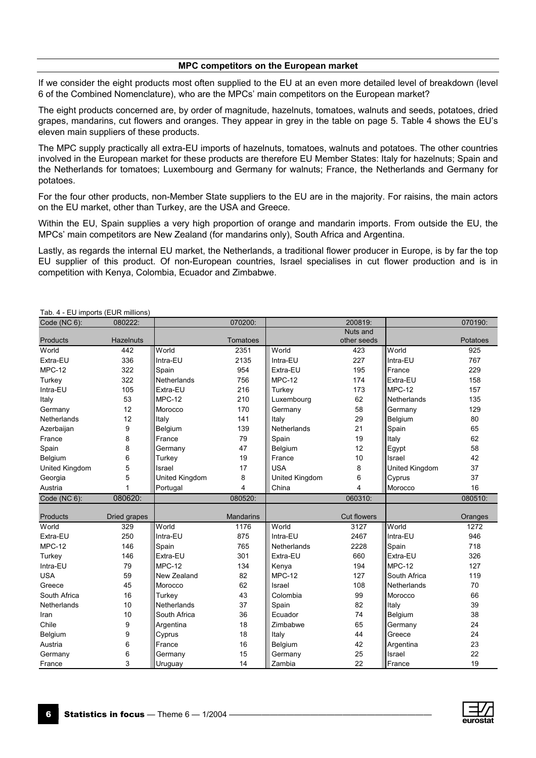## MPC competitors on the European market

If we consider the eight products most often supplied to the EU at an even more detailed level of breakdown (level 6 of the Combined Nomenclature), who are the MPCs' main competitors on the European market?

The eight products concerned are, by order of magnitude, hazelnuts, tomatoes, walnuts and seeds, potatoes, dried grapes, mandarins, cut flowers and oranges. They appear in grey in the table on page 5. Table 4 shows the EU's eleven main suppliers of these products.

The MPC supply practically all extra-EU imports of hazelnuts, tomatoes, walnuts and potatoes. The other countries involved in the European market for these products are therefore EU Member States: Italy for hazelnuts; Spain and the Netherlands for tomatoes; Luxembourg and Germany for walnuts; France, the Netherlands and Germany for potatoes.

For the four other products, non-Member State suppliers to the EU are in the majority. For raisins, the main actors on the EU market, other than Turkey, are the USA and Greece.

Within the EU, Spain supplies a very high proportion of orange and mandarin imports. From outside the EU, the MPCs' main competitors are New Zealand (for mandarins only), South Africa and Argentina.

Lastly, as regards the internal EU market, the Netherlands, a traditional flower producer in Europe, is by far the top EU supplier of this product. Of non-European countries, Israel specialises in cut flower production and is in competition with Kenya, Colombia, Ecuador and Zimbabwe.

Tab. 4 - EU imports (EUR millions)

| Code (NC 6): | 080222: | | 070200: | | 200819: | | 070190: |
|---|---|---|---|---|---|---|---|
| Products | Hazelnuts | | Tomatoes | | Nuts and other seeds | | Potatoes |
| World | 442 | World | 2351 | World | 423 | World | 925 |
| Extra-EU | 336 | Intra-EU | 2135 | Intra-EU | 227 | Intra-EU | 767 |
| MPC-12 | 322 | Spain | 954 | Extra-EU | 195 | France | 229 |
| Turkey | 322 | Netherlands | 756 | MPC-12 | 174 | Extra-EU | 158 |
| Intra-EU | 105 | Extra-EU | 216 | Turkey | 173 | MPC-12 | 157 |
| Italy | 53 | MPC-12 | 210 | Luxembourg | 62 | Netherlands | 135 |
| Germany | 12 | Morocco | 170 | Germany | 58 | Germany | 129 |
| Netherlands | 12 | Italy | 141 | Italy | 29 | Belgium | 80 |
| Azerbaijan | 9 | Belgium | 139 | Netherlands | 21 | Spain | 65 |
| France | 8 | France | 79 | Spain | 19 | Italy | 62 |
| Spain | 8 | Germany | 47 | Belgium | 12 | Egypt | 58 |
| Belgium | 6 | Turkey | 19 | France | 10 | Israel | 42 |
| United Kingdom | 5 | Israel | 17 | USA | 8 | United Kingdom | 37 |
| Georgia | 5 | United Kingdom | 8 | United Kingdom | 6 | Cyprus | 37 |
| Austria | 1 | Portugal | 4 | China | 4 | Morocco | 16 |
| Code (NC 6): | 080620: | | 080520: | | 060310: | | 080510: |
| Products | Dried grapes | | Mandarins | | Cut flowers | | Oranges |
| World | 329 | World | 1176 | World | 3127 | World | 1272 |
| Extra-EU | 250 | Intra-EU | 875 | Intra-EU | 2467 | Intra-EU | 946 |
| MPC-12 | 146 | Spain | 765 | Netherlands | 2228 | Spain | 718 |
| Turkey | 146 | Extra-EU | 301 | Extra-EU | 660 | Extra-EU | 326 |
| Intra-EU | 79 | MPC-12 | 134 | Kenya | 194 | MPC-12 | 127 |
| USA | 59 | New Zealand | 82 | MPC-12 | 127 | South Africa | 119 |
| Greece | 45 | Morocco | 62 | Israel | 108 | Netherlands | 70 |
| South Africa | 16 | Turkey | 43 | Colombia | 99 | Morocco | 66 |
| Netherlands | 10 | Netherlands | 37 | Spain | 82 | Italy | 39 |
| Iran | 10 | South Africa | 36 | Ecuador | 74 | Belgium | 38 |
| Chile | 9 | Argentina | 18 | Zimbabwe | 65 | Germany | 24 |
| Belgium | 9 | Cyprus | 18 | Italy | 44 | Greece | 24 |
| Austria | 6 | France | 16 | Belgium | 42 | Argentina | 23 |
| Germany | 6 | Germany | 15 | Germany | 25 | Israel | 22 |
| France | 3 | Uruguay | 14 | Zambia | 22 | France | 19 |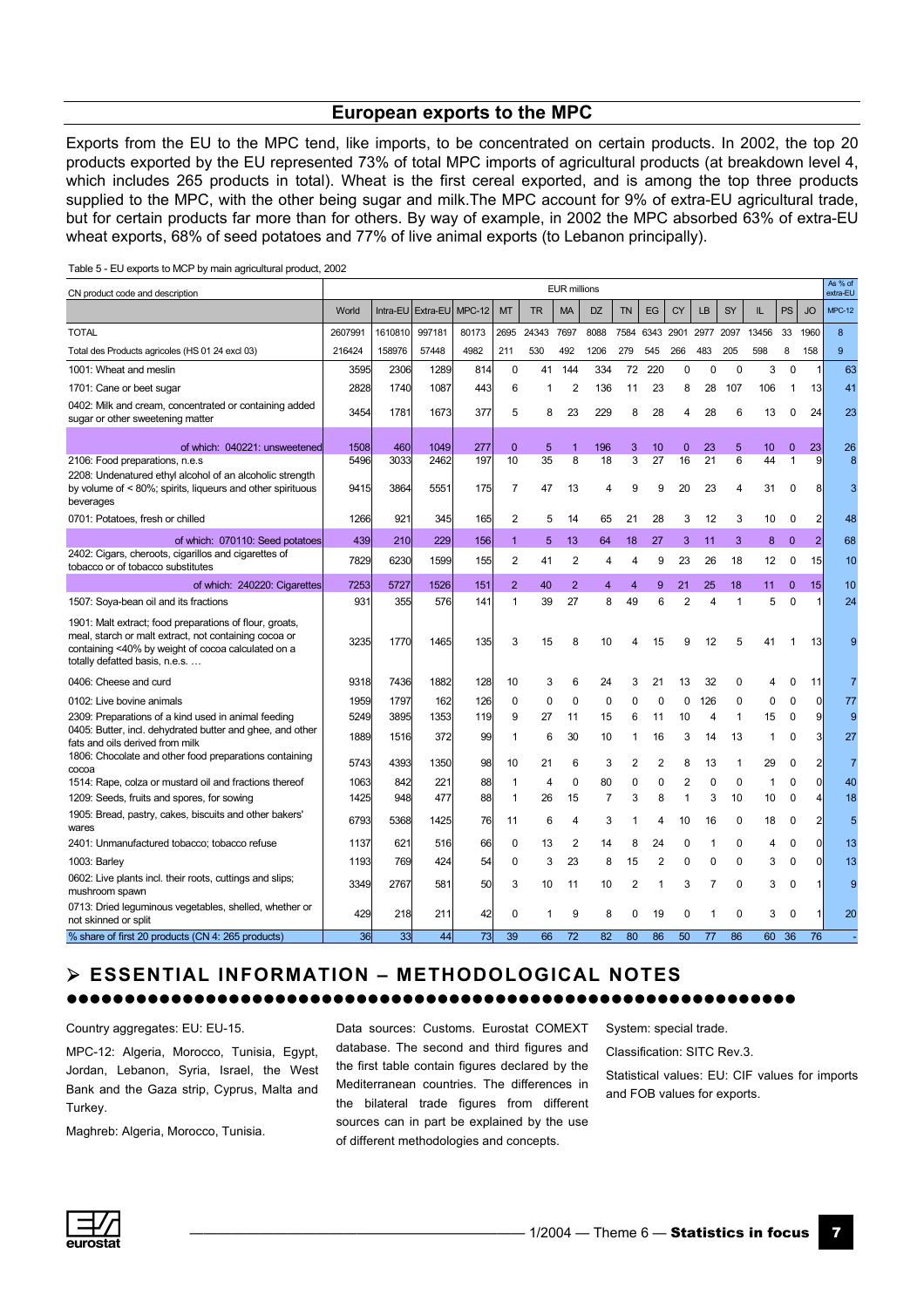## European exports to the MPC

Exports from the EU to the MPC tend, like imports, to be concentrated on certain products. In 2002, the top 20 products exported by the EU represented 73% of total MPC imports of agricultural products (at breakdown level 4, which includes 265 products in total). Wheat is the first cereal exported, and is among the top three products supplied to the MPC, with the other being sugar and milk.The MPC account for 9% of extra-EU agricultural trade, but for certain products far more than for others. By way of example, in 2002 the MPC absorbed 63% of extra-EU wheat exports, 68% of seed potatoes and 77% of live animal exports (to Lebanon principally).

Table 5 - EU exports to MCP by main agricultural product, 2002

| CN product code and description | EUR millions | | | | | | | | | | | | | | | | | As % of extra-EU |
|---|---|---|---|---|---|---|---|---|---|---|---|---|---|---|---|---|---|---|
| | World | Intra-EU | Extra-EU | MPC-12 | MT | TR | MA | DZ | TN | EG | CY | LB | SY | IL | PS | JO | MPC-12 |
| TOTAL | 2607991 | 1610810 | 997181 | 80173 | 2695 | 24343 | 7697 | 8088 | 7584 | 6343 | 2901 | 2977 | 2097 | 13456 | 33 | 1960 | 8 |
| Total des Products agricoles (HS 01 24 excl 03) | 216424 | 158976 | 57448 | 4982 | 211 | 530 | 492 | 1206 | 279 | 545 | 266 | 483 | 205 | 598 | 8 | 158 | 9 |
| 1001: Wheat and meslin | 3595 | 2306 | 1289 | 814 | 0 | 41 | 144 | 334 | 72 | 220 | 0 | 0 | 0 | 3 | 0 | 1 | 63 |
| 1701: Cane or beet sugar | 2828 | 1740 | 1087 | 443 | 6 | 1 | 2 | 136 | 11 | 23 | 8 | 28 | 107 | 106 | 1 | 13 | 41 |
| 0402: Milk and cream, concentrated or containing added sugar or other sweetening matter | 3454 | 1781 | 1673 | 377 | 5 | 8 | 23 | 229 | 8 | 28 | 4 | 28 | 6 | 13 | 0 | 24 | 23 |
| of which: 040221: unsweetened | 1508 | 460 | 1049 | 277 | 0 | 5 | 1 | 196 | 3 | 10 | 0 | 23 | 5 | 10 | 0 | 23 | 26 |
| 2106: Food preparations, n.e.s | 5496 | 3033 | 2462 | 197 | 10 | 35 | 8 | 18 | 3 | 27 | 16 | 21 | 6 | 44 | 1 | 9 | 8 |
| 2208: Undenatured ethyl alcohol at an alcoholic strength by volume of < 80%; spirits, liqueurs and other spirituous beverages | 9415 | 3864 | 5551 | 175 | 7 | 47 | 13 | 4 | 9 | 9 | 20 | 23 | 4 | 31 | 0 | 8 | 3 |
| 0701: Potatoes, fresh or chilled | 1266 | 921 | 345 | 165 | 2 | 5 | 14 | 65 | 21 | 28 | 3 | 12 | 3 | 10 | 0 | 2 | 48 |
| of which: 070110: Seed potatoes | 439 | 210 | 229 | 156 | 1 | 5 | 13 | 64 | 18 | 27 | 3 | 11 | 3 | 8 | 0 | 2 | 68 |
| 2402: Cigars, cheroots, cigarillos and cigarettes of tobacco or of tobacco substitutes | 7829 | 6230 | 1599 | 155 | 2 | 41 | 2 | 4 | 4 | 9 | 23 | 26 | 18 | 12 | 0 | 15 | 10 |
| of which: 240220: Cigarettes | 7253 | 5727 | 1526 | 151 | 2 | 40 | 2 | 4 | 4 | 9 | 21 | 25 | 18 | 11 | 0 | 15 | 10 |
| 1507: Soya-bean oil and its fractions | 931 | 355 | 576 | 141 | 1 | 39 | 27 | 8 | 49 | 6 | 2 | 4 | 1 | 5 | 0 | 1 | 24 |
| 1901: Malt extract; food preparations of flour, groats, meal, starch or malt extract, not containing cocoa or containing <40% by weight of cocoa calculated on a totally defatted basis, n.e.s. … | 3235 | 1770 | 1465 | 135 | 3 | 15 | 8 | 10 | 4 | 15 | 9 | 12 | 5 | 41 | 1 | 13 | 9 |
| 0406: Cheese and curd | 9318 | 7436 | 1882 | 128 | 10 | 3 | 6 | 24 | 3 | 21 | 13 | 32 | 0 | 4 | 0 | 11 | 7 |
| 0102: Live bovine animals | 1959 | 1797 | 162 | 126 | 0 | 0 | 0 | 0 | 0 | 0 | 0 | 126 | 0 | 0 | 0 | 0 | 77 |
| 2309: Preparations of a kind used in animal feeding | 5249 | 3895 | 1353 | 119 | 9 | 27 | 11 | 15 | 6 | 11 | 10 | 4 | 1 | 15 | 0 | 9 | 9 |
| 0405: Butter, incl. dehydrated butter and ghee, and other fats and oils derived from milk | 1889 | 1516 | 372 | 99 | 1 | 6 | 30 | 10 | 1 | 16 | 3 | 14 | 13 | 1 | 0 | 3 | 27 |
| 1806: Chocolate and other food preparations containing cocoa | 5743 | 4393 | 1350 | 98 | 10 | 21 | 6 | 3 | 2 | 2 | 8 | 13 | 1 | 29 | 0 | 2 | 7 |
| 1514: Rape, colza or mustard oil and fractions thereof | 1063 | 842 | 221 | 88 | 1 | 4 | 0 | 80 | 0 | 0 | 2 | 0 | 0 | 1 | 0 | 0 | 40 |
| 1209: Seeds, fruits and spores, for sowing | 1425 | 948 | 477 | 88 | 1 | 26 | 15 | 7 | 3 | 8 | 1 | 3 | 10 | 10 | 0 | 4 | 18 |
| 1905: Bread, pastry, cakes, biscuits and other bakers' wares | 6793 | 5368 | 1425 | 76 | 11 | 6 | 4 | 3 | 1 | 4 | 10 | 16 | 0 | 18 | 0 | 2 | 5 |
| 2401: Unmanufactured tobacco; tobacco refuse | 1137 | 621 | 516 | 66 | 0 | 13 | 2 | 14 | 8 | 24 | 0 | 1 | 0 | 4 | 0 | 0 | 13 |
| 1003: Barley | 1193 | 769 | 424 | 54 | 0 | 3 | 23 | 8 | 15 | 2 | 0 | 0 | 0 | 3 | 0 | 0 | 13 |
| 0602: Live plants incl. their roots, cuttings and slips; mushroom spawn | 3349 | 2767 | 581 | 50 | 3 | 10 | 11 | 10 | 2 | 1 | 3 | 7 | 0 | 3 | 0 | 1 | 9 |
| 0713: Dried leguminous vegetables, shelled, whether or not skinned or split | 429 | 218 | 211 | 42 | 0 | 1 | 9 | 8 | 0 | 19 | 0 | 1 | 0 | 3 | 0 | 1 | 20 |
| % share of first 20 products (CN 4: 265 products) | 36 | 33 | 44 | 73 | 39 | 66 | 72 | 82 | 80 | 86 | 50 | 77 | 86 | 60 | 36 | 76 | - |

## ➢ ESSENTIAL INFORMATION – METHODOLOGICAL NOTES

Country aggregates: EU: EU-15.

MPC-12: Algeria, Morocco, Tunisia, Egypt, Jordan, Lebanon, Syria, Israel, the West Bank and the Gaza strip, Cyprus, Malta and Turkey.

Maghreb: Algeria, Morocco, Tunisia.

Data sources: Customs. Eurostat COMEXT database. The second and third figures and the first table contain figures declared by the Mediterranean countries. The differences in the bilateral trade figures from different sources can in part be explained by the use of different methodologies and concepts.

System: special trade.

Classification: SITC Rev.3.

Statistical values: EU: CIF values for imports and FOB values for exports.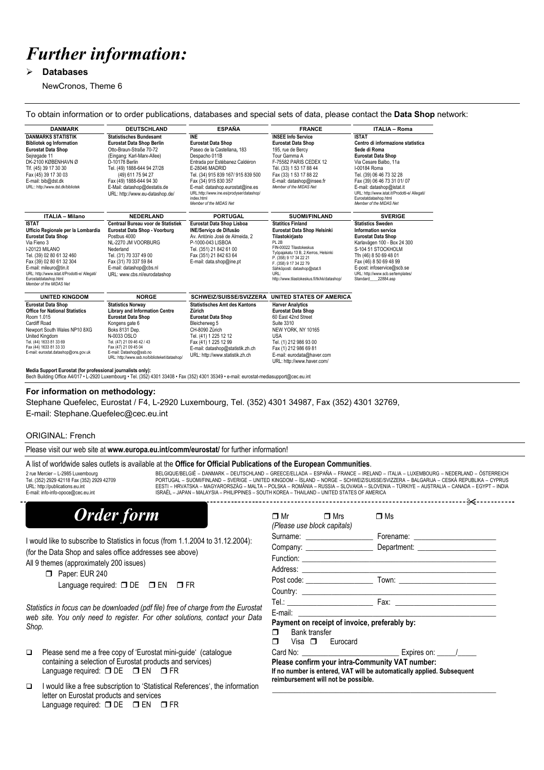# Further information:

- **Databases**

  NewCronos, Theme 6

To obtain information or to order publications, databases and special sets of data, please contact the **Data Shop** network:

| DANMARK | DEUTSCHLAND | ESPAÑA | FRANCE | ITALIA – Roma |
|---|---|---|---|---|
| **DANMARKS STATISTIK** **Bibliotek og Information** **Eurostat Data Shop** Sejrøgade 11 DK-2100 KØBENHAVN Ø Tlf. (45) 39 17 30 30 Fax (45) 39 17 30 03 E-mail: bib@dst.dk URL: http://www.dst.dk/bibliotek | **Statistisches Bundesamt** **Eurostat Data Shop Berlin** Otto-Braun-Straße 70-72 (Eingang: Karl-Marx-Allee) D-10178 Berlin Tel. (49) 1888-644 94 27/28 (49) 611 75 94 27 Fax (49) 1888-644 94 30 E-Mail: datashop@destatis.de URL: http://www.eu-datashop.de/ | **INE** **Eurostat Data Shop** Paseo de la Castellana, 183 Despacho 011B Entrada por Estébanez Calderón E-28046 MADRID Tel. (34) 915 839 167/ 915 839 500 Fax (34) 915 830 357 E-mail: datashop.eurostat@ine.es URL:http://www.ine.es/prodyser/datashop/index.html *Member of the MIDAS Net* | **INSEE Info Service** **Eurostat Data Shop** 195, rue de Bercy Tour Gamma A F-75582 PARIS CEDEX 12 Tél. (33) 1 53 17 88 44 Fax (33) 1 53 17 88 22 E-mail: datashop@insee.fr *Member of the MIDAS Net* | **ISTAT** **Centro di informazione statistica** **Sede di Roma** **Eurostat Data Shop** Via Cesare Balbo, 11a I-00184 Roma Tel. (39) 06 46 73 32 28 Fax (39) 06 46 73 31 01/ 07 E-mail: datashop@istat.it URL: http://www.istat.it/Prodotti-e/ Allegati/ Eurostatdatashop.html *Member of the MIDAS Net* |
| **ITALIA – Milano** | **NEDERLAND** | **PORTUGAL** | **SUOMI/FINLAND** | **SVERIGE** |
| **ISTAT** **Ufficio Regionale per la Lombardia** **Eurostat Data Shop** Via Fieno 3 I-20123 MILANO Tel. (39) 02 80 61 32 460 Fax (39) 02 80 61 32 304 E-mail: mileuro@tin.it URL: http://www.istat.it/Prodotti-e/ Allegati/ Eurostatdatashop.html *Member of the MIDAS Net* | **Centraal Bureau voor de Statistiek** **Eurostat Data Shop - Voorburg** Postbus 4000 NL-2270 JM VOORBURG Nederland Tel. (31) 70 337 49 00 Fax (31) 70 337 59 84 E-mail: datashop@cbs.nl URL: www.cbs.nl/eurodatashop | **Eurostat Data Shop Lisboa** **INE/Serviço de Difusão** Av. António José de Almeida, 2 P-1000-043 LISBOA Tel. (351) 21 842 61 00 Fax (351) 21 842 63 64 E-mail: data.shop@ine.pt | **Statitics Finland** **Eurostat Data Shop Helsinki** **Tilastokirjasto** PL 2B FIN-00022 Tilastokeskus Työpajakatu 13 B, 2.Kerros, Helsinki P. (358) 9 17 34 22 21 F. (358) 9 17 34 22 79 Sähköposti: datashop@stat.fi URL: http://www.tilastokeskus.fi/tk/kk/datashop/ | **Statistics Sweden** **Information service** **Eurostat Data Shop** Karlavägen 100 - Box 24 300 S-104 51 STOCKHOLM Tfn (46) 8 50 69 48 01 Fax (46) 8 50 69 48 99 E-post: infoservice@scb.se URL: http://www.scb.se/templates/ Standard____22884.asp |
| **UNITED KINGDOM** | **NORGE** | **SCHWEIZ/SUISSE/SVIZZERA** | **UNITED STATES OF AMERICA** | |
| **Eurostat Data Shop** **Office for National Statistics** Room 1.015 Cardiff Road Newport South Wales NP10 8XG United Kingdom Tel. (44) 1633 81 33 69 Fax (44) 1633 81 33 33 E-mail: eurostat.datashop@ons.gov.uk | **Statistics Norway** **Library and Information Centre** **Eurostat Data Shop** Kongens gate 6 Boks 8131 Dep. N-0033 OSLO Tel. (47) 21 09 46 42 / 43 Fax (47) 21 09 45 04 E-mail: Datashop@ssb.no URL: http://www.ssb.no/biblioteket/datashop/ | **Statistisches Amt des Kantons Zürich** **Eurostat Data Shop** Bleicherweg 5 CH-8090 Zürich Tel. (41) 1 225 12 12 Fax (41) 1 225 12 99 E-mail: datashop@statistik.zh.ch URL: http://www.statistik.zh.ch | **Harver Analytics** **Eurostat Data Shop** 60 East 42nd Street Suite 3310 NEW YORK, NY 10165 USA Tel. (1) 212 986 93 00 Fax (1) 212 986 69 81 E-mail: eurodata@haver.com URL: http://www.haver.com/ | |

**Media Support Eurostat (for professional journalists only):**
Bech Building Office A4/017 • L-2920 Luxembourg • Tel. (352) 4301 33408 • Fax (352) 4301 35349 • e-mail: eurostat-mediasupport@cec.eu.int

**For information on methodology:**

Stephane Quefelec, Eurostat / F4, L-2920 Luxembourg, Tel. (352) 4301 34987, Fax (352) 4301 32769,
E-mail: Stephane.Quefelec@cec.eu.int

ORIGINAL: French

Please visit our web site at **www.europa.eu.int/comm/eurostat/** for further information!

A list of worldwide sales outlets is available at the **Office for Official Publications of the European Communities**.

2 rue Mercier – L-2985 Luxembourg
Tel. (352) 2929 42118 Fax (352) 2929 42709
URL: http://publications.eu.int
E-mail: info-info-opoce@cec.eu.int

BELGIQUE/BELGIË – DANMARK – DEUTSCHLAND – GREECE/ELLADA – ESPAÑA – FRANCE – IRELAND – ITALIA – LUXEMBOURG – NEDERLAND – ÖSTERREICH PORTUGAL – SUOMI/FINLAND – SVERIGE – UNITED KINGDOM – ÍSLAND – NORGE – SCHWEIZ/SUISSE/SVIZZERA – BALGARIJA – CESKÁ REPUBLIKA – CYPRUS EESTI – HRVATSKA – MAGYARORSZÁG – MALTA – POLSKA – ROMÂNIA – RUSSIA – SLOVAKIA – SLOVENIA – TÜRKIYE – AUSTRALIA – CANADA – EGYPT – INDIA ISRAËL – JAPAN – MALAYSIA – PHILIPPINES – SOUTH KOREA – THAILAND – UNITED STATES OF AMERICA

# Order form

I would like to subscribe to Statistics in focus (from 1.1.2004 to 31.12.2004):
(for the Data Shop and sales office addresses see above)

All 9 themes (approximately 200 issues)

- ☐ Paper: EUR 240

  Language required: ☐ DE ☐ EN ☐ FR

*Statistics in focus can be downloaded (pdf file) free of charge from the Eurostat web site. You only need to register. For other solutions, contact your Data Shop.*

- ☐ Please send me a free copy of 'Eurostat mini-guide' (catalogue containing a selection of Eurostat products and services)
  Language required: ☐ DE ☐ EN ☐ FR
- ☐ I would like a free subscription to 'Statistical References', the information letter on Eurostat products and services
  Language required: ☐ DE ☐ EN ☐ FR

☐ Mr ☐ Mrs ☐ Ms
*(Please use block capitals)*

Surname: ________________ Forename: ____________________

Company: ________________ Department: ____________________

Function: ______________________________________________

Address: ______________________________________________

Post code: ________________ Town: ____________________

Country: ______________________________________________

Tel.: ____________________ Fax: ______________________

E-mail: ______________________________________________

**Payment on receipt of invoice, preferably by:**

☐ Bank transfer

☐ Visa ☐ Eurocard

Card No: ______________________ Expires on: ____/____

**Please confirm your intra-Community VAT number:**

**If no number is entered, VAT will be automatically applied. Subsequent reimbursement will not be possible.**

______________________________________________